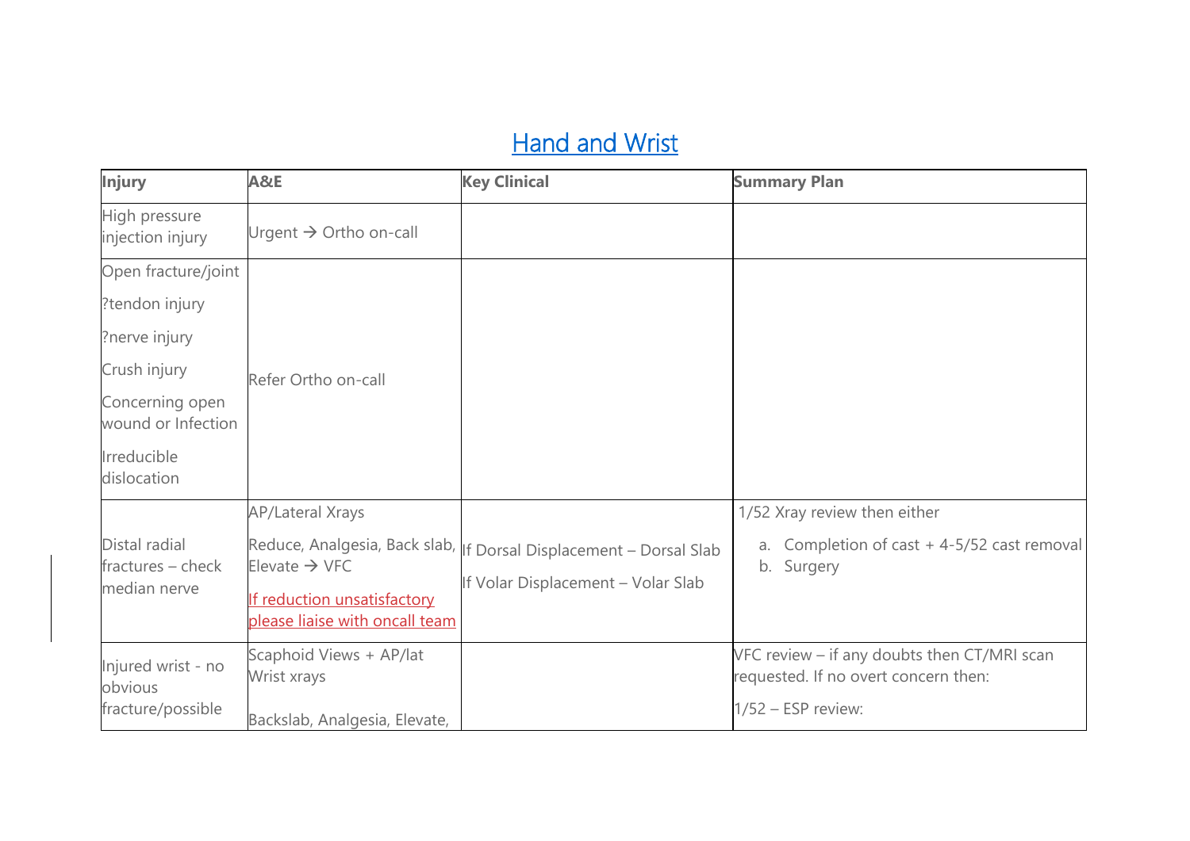# Hand and Wrist

| Injury | A&E | Key Clinical | Summary Plan |
|---|---|---|---|
| High pressure injection injury | Urgent → Ortho on-call | | |
| Open fracture/joint<br>?tendon injury<br>?nerve injury<br>Crush injury<br>Concerning open wound or Infection<br>Irreducible dislocation | Refer Ortho on-call | | |
| Distal radial fractures – check median nerve | AP/Lateral Xrays<br>Reduce, Analgesia, Back slab, Elevate → VFC<br>If reduction unsatisfactory please liaise with oncall team | If Dorsal Displacement – Dorsal Slab<br>If Volar Displacement – Volar Slab | 1/52 Xray review then either<br>a. Completion of cast + 4-5/52 cast removal<br>b. Surgery |
| Injured wrist - no obvious fracture/possible | Scaphoid Views + AP/lat Wrist xrays<br>Backslab, Analgesia, Elevate, | | VFC review – if any doubts then CT/MRI scan requested. If no overt concern then:<br>1/52 – ESP review: |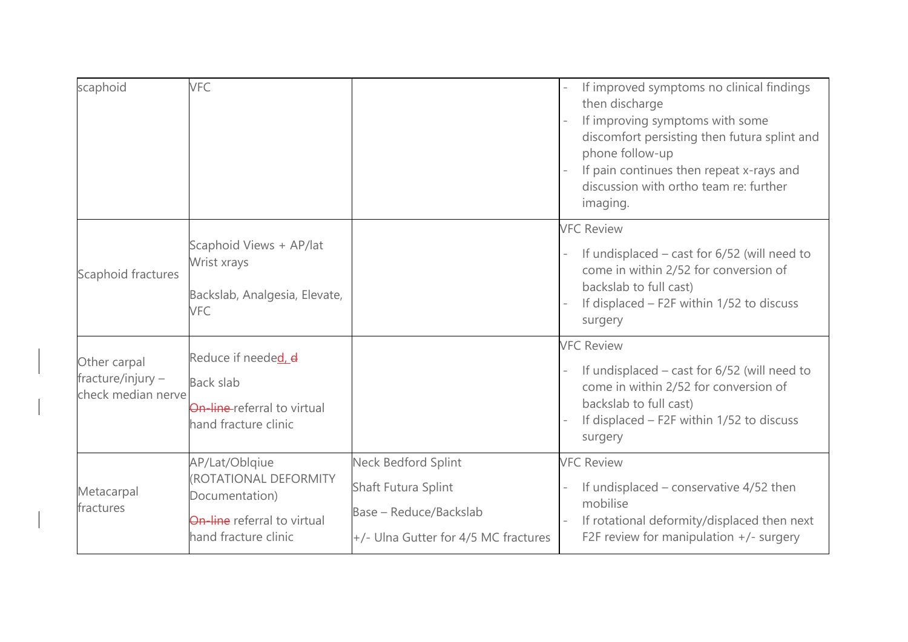| scaphoid | VFC | | - If improved symptoms no clinical findings then discharge<br>- If improving symptoms with some discomfort persisting then futura splint and phone follow-up<br>- If pain continues then repeat x-rays and discussion with ortho team re: further imaging. |
|---|---|---|---|
| Scaphoid fractures | Scaphoid Views + AP/lat Wrist xrays<br><br>Backslab, Analgesia, Elevate, VFC | | VFC Review<br>- If undisplaced – cast for 6/52 (will need to come in within 2/52 for conversion of backslab to full cast)<br>- If displaced – F2F within 1/52 to discuss surgery |
| Other carpal fracture/injury – check median nerve | Reduce if needed, d<br><br>Back slab<br><br>~~On-line~~ referral to virtual hand fracture clinic | | VFC Review<br>- If undisplaced – cast for 6/52 (will need to come in within 2/52 for conversion of backslab to full cast)<br>- If displaced – F2F within 1/52 to discuss surgery |
| Metacarpal fractures | AP/Lat/Oblqiue (ROTATIONAL DEFORMITY Documentation)<br><br>~~On-line~~ referral to virtual hand fracture clinic | Neck Bedford Splint<br><br>Shaft Futura Splint<br><br>Base – Reduce/Backslab<br><br>+/- Ulna Gutter for 4/5 MC fractures | VFC Review<br>- If undisplaced – conservative 4/52 then mobilise<br>- If rotational deformity/displaced then next F2F review for manipulation +/- surgery |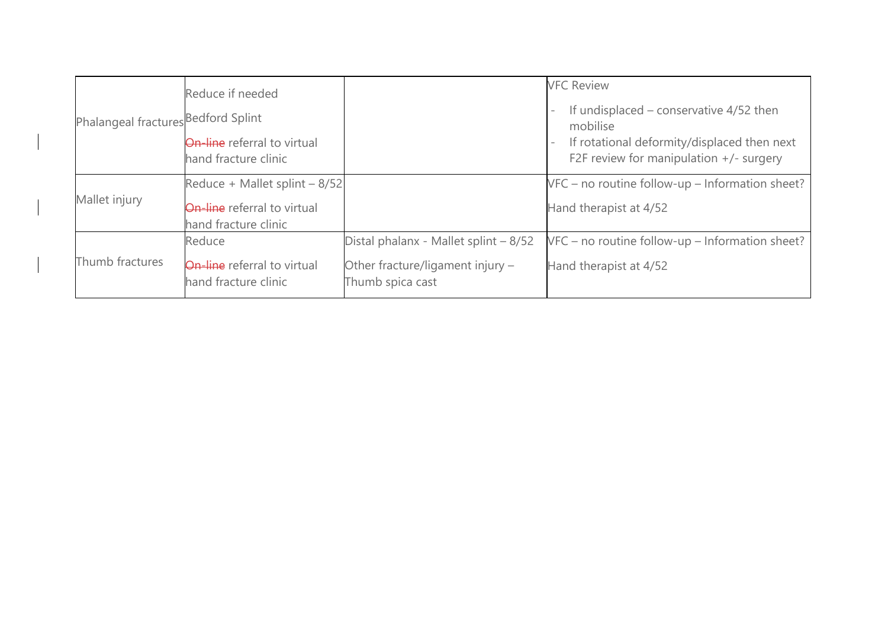| | | | |
|---|---|---|---|
| Phalangeal fractures | Reduce if needed<br><br>Bedford Splint<br><br>~~On-line~~ referral to virtual hand fracture clinic | | VFC Review<br><br>- If undisplaced – conservative 4/52 then mobilise<br>- If rotational deformity/displaced then next F2F review for manipulation +/- surgery |
| Mallet injury | Reduce + Mallet splint – 8/52<br><br>~~On-line~~ referral to virtual hand fracture clinic | | VFC – no routine follow-up – Information sheet?<br><br>Hand therapist at 4/52 |
| Thumb fractures | Reduce<br><br>~~On-line~~ referral to virtual hand fracture clinic | Distal phalanx - Mallet splint – 8/52<br><br>Other fracture/ligament injury – Thumb spica cast | VFC – no routine follow-up – Information sheet?<br><br>Hand therapist at 4/52 |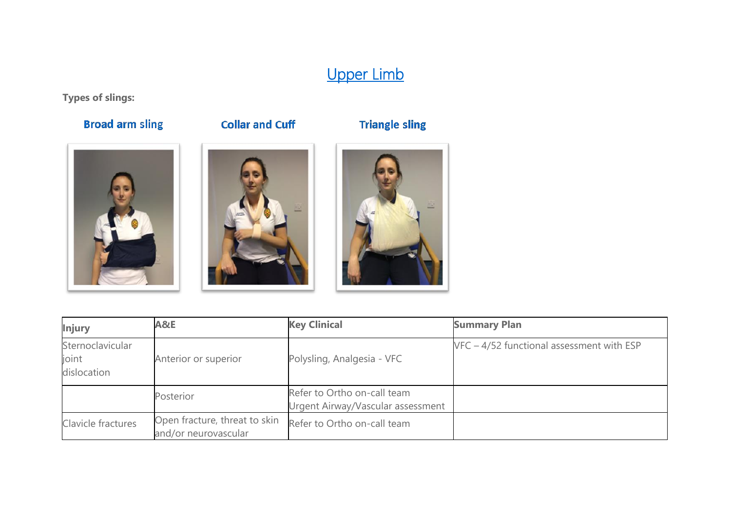# Upper Limb

**Types of slings:**

**Broad arm sling**

**Collar and Cuff**

**Triangle sling**

| Injury | A&E | Key Clinical | Summary Plan |
|---|---|---|---|
| Sternoclavicular joint dislocation | Anterior or superior | Polysling, Analgesia - VFC | VFC – 4/52 functional assessment with ESP |
| | Posterior | Refer to Ortho on-call team<br>Urgent Airway/Vascular assessment | |
| Clavicle fractures | Open fracture, threat to skin and/or neurovascular | Refer to Ortho on-call team | |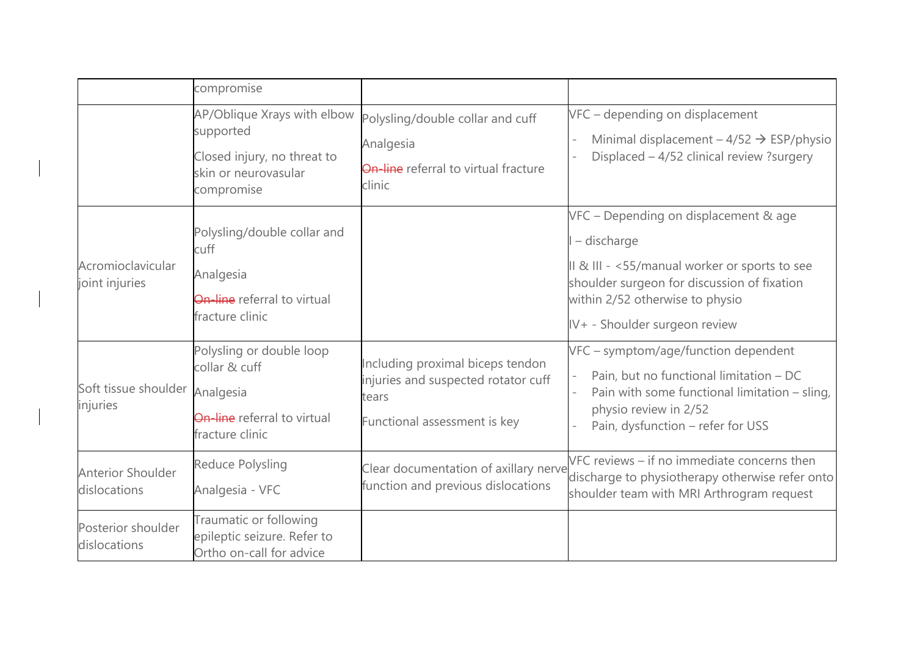| | | | |
|---|---|---|---|
| | compromise | | |
| | AP/Oblique Xrays with elbow supported<br>Closed injury, no threat to skin or neurovasular compromise | Polysling/double collar and cuff<br>Analgesia<br>~~On-line~~ referral to virtual fracture clinic | VFC – depending on displacement<br>- Minimal displacement – 4/52 → ESP/physio<br>- Displaced – 4/52 clinical review ?surgery |
| Acromioclavicular joint injuries | Polysling/double collar and cuff<br>Analgesia<br>~~On-line~~ referral to virtual fracture clinic | | VFC – Depending on displacement & age<br>I – discharge<br>II & III - <55/manual worker or sports to see shoulder surgeon for discussion of fixation within 2/52 otherwise to physio<br>IV+ - Shoulder surgeon review |
| Soft tissue shoulder injuries | Polysling or double loop collar & cuff<br>Analgesia<br>~~On-line~~ referral to virtual fracture clinic | Including proximal biceps tendon injuries and suspected rotator cuff tears<br>Functional assessment is key | VFC – symptom/age/function dependent<br>- Pain, but no functional limitation – DC<br>- Pain with some functional limitation – sling, physio review in 2/52<br>- Pain, dysfunction – refer for USS |
| Anterior Shoulder dislocations | Reduce Polysling<br>Analgesia - VFC | Clear documentation of axillary nerve function and previous dislocations | VFC reviews – if no immediate concerns then discharge to physiotherapy otherwise refer onto shoulder team with MRI Arthrogram request |
| Posterior shoulder dislocations | Traumatic or following epileptic seizure. Refer to Ortho on-call for advice | | |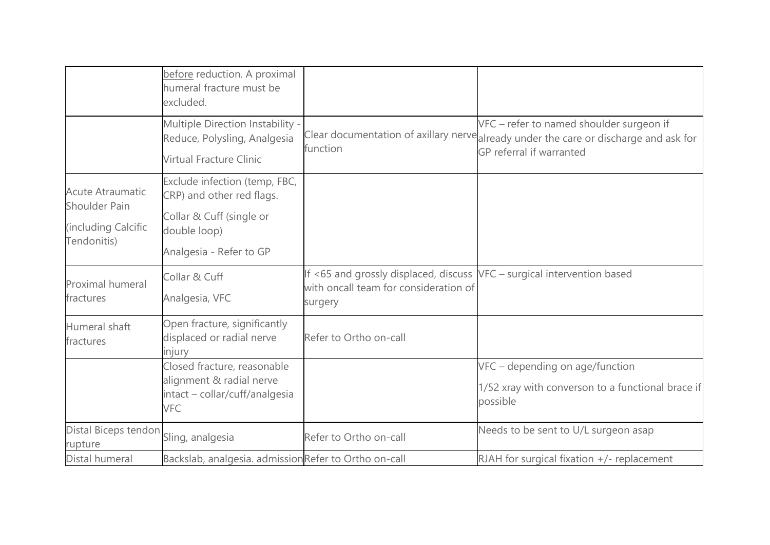| | | | |
|---|---|---|---|
| | before reduction. A proximal humeral fracture must be excluded. | | |
| | Multiple Direction Instability - Reduce, Polysling, Analgesia<br><br>Virtual Fracture Clinic | Clear documentation of axillary nerve function | VFC – refer to named shoulder surgeon if already under the care or discharge and ask for GP referral if warranted |
| Acute Atraumatic Shoulder Pain<br><br>(including Calcific Tendonitis) | Exclude infection (temp, FBC, CRP) and other red flags.<br><br>Collar & Cuff (single or double loop)<br><br>Analgesia - Refer to GP | | |
| Proximal humeral fractures | Collar & Cuff<br><br>Analgesia, VFC | If <65 and grossly displaced, discuss with oncall team for consideration of surgery | VFC – surgical intervention based |
| Humeral shaft fractures | Open fracture, significantly displaced or radial nerve injury | Refer to Ortho on-call | |
| | Closed fracture, reasonable alignment & radial nerve intact – collar/cuff/analgesia VFC | | VFC – depending on age/function<br><br>1/52 xray with converson to a functional brace if possible |
| Distal Biceps tendon rupture | Sling, analgesia | Refer to Ortho on-call | Needs to be sent to U/L surgeon asap |
| Distal humeral | Backslab, analgesia. admission | Refer to Ortho on-call | RJAH for surgical fixation +/- replacement |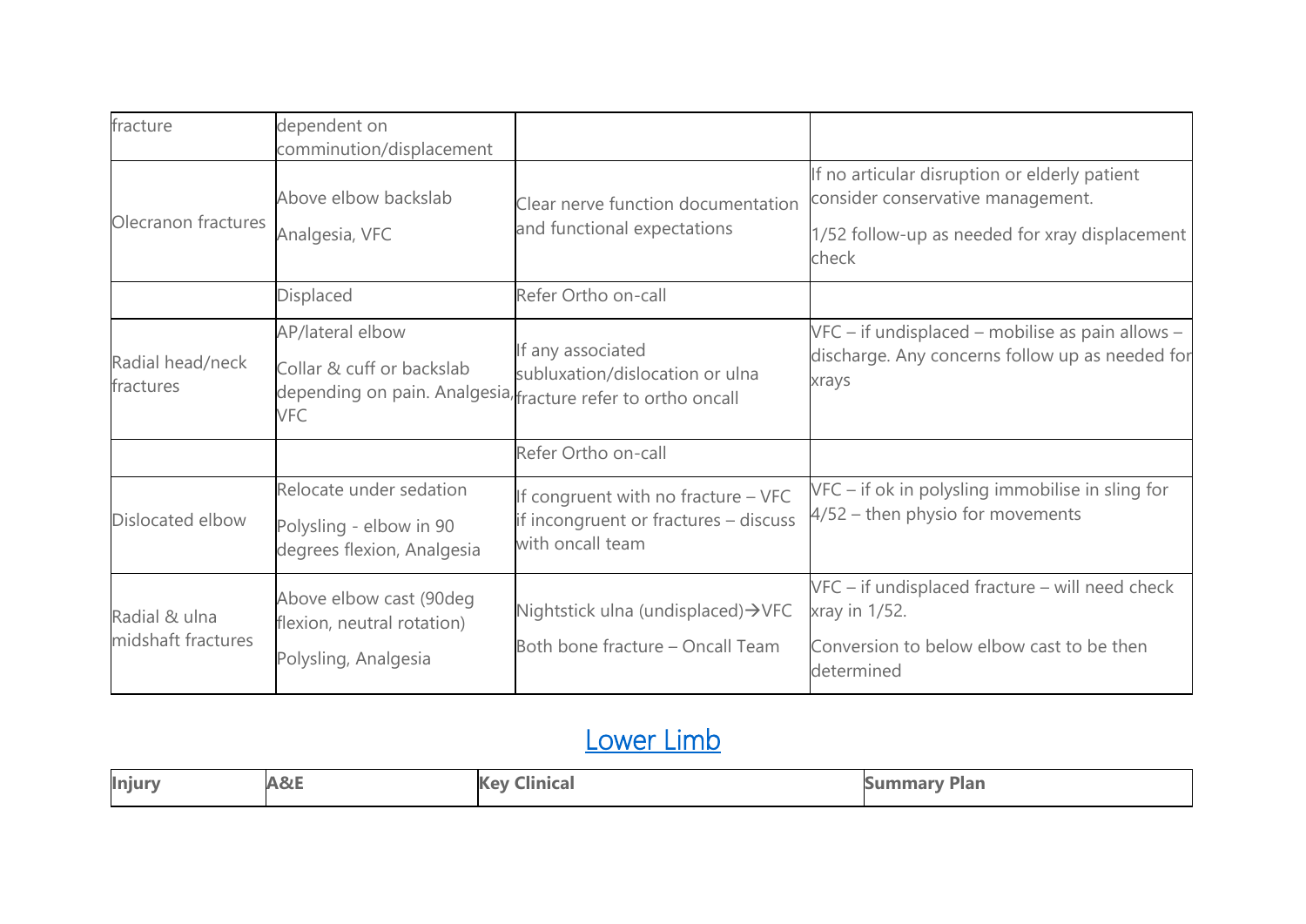| | | | |
|---|---|---|---|
| fracture | dependent on comminution/displacement | | |
| Olecranon fractures | Above elbow backslab<br>Analgesia, VFC | Clear nerve function documentation and functional expectations | If no articular disruption or elderly patient consider conservative management.<br>1/52 follow-up as needed for xray displacement check |
| | Displaced | Refer Ortho on-call | |
| Radial head/neck fractures | AP/lateral elbow<br>Collar & cuff or backslab depending on pain. Analgesia, VFC | If any associated subluxation/dislocation or ulna fracture refer to ortho oncall | VFC – if undisplaced – mobilise as pain allows – discharge. Any concerns follow up as needed for xrays |
| | | Refer Ortho on-call | |
| Dislocated elbow | Relocate under sedation<br>Polysling - elbow in 90 degrees flexion, Analgesia | If congruent with no fracture – VFC if incongruent or fractures – discuss with oncall team | VFC – if ok in polysling immobilise in sling for 4/52 – then physio for movements |
| Radial & ulna midshaft fractures | Above elbow cast (90deg flexion, neutral rotation)<br>Polysling, Analgesia | Nightstick ulna (undisplaced)→VFC<br>Both bone fracture – Oncall Team | VFC – if undisplaced fracture – will need check xray in 1/52.<br>Conversion to below elbow cast to be then determined |

## Lower Limb

| Injury | A&E | Key Clinical | Summary Plan |
|---|---|---|---|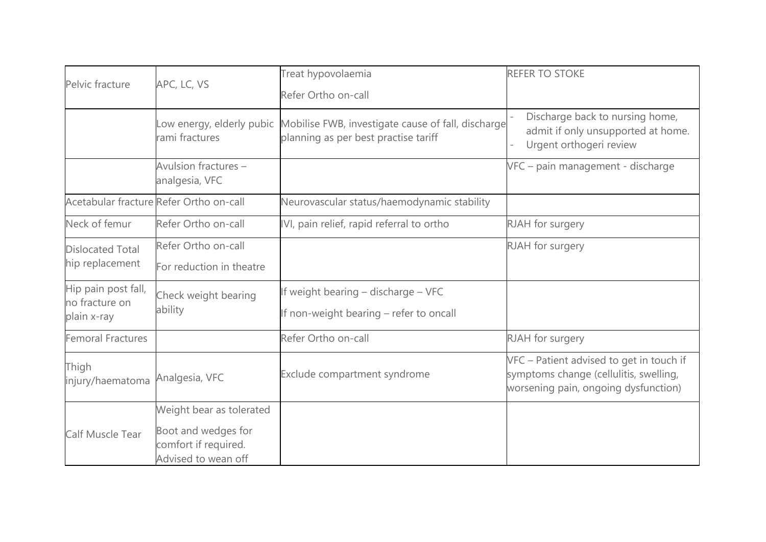| Pelvic fracture | APC, LC, VS | Treat hypovolaemia<br>Refer Ortho on-call | REFER TO STOKE |
|---|---|---|---|
| | Low energy, elderly pubic rami fractures | Mobilise FWB, investigate cause of fall, discharge planning as per best practise tariff | - Discharge back to nursing home, admit if only unsupported at home.<br>- Urgent orthogeri review |
| | Avulsion fractures – analgesia, VFC | | VFC – pain management - discharge |
| Acetabular fracture | Refer Ortho on-call | Neurovascular status/haemodynamic stability | |
| Neck of femur | Refer Ortho on-call | IVI, pain relief, rapid referral to ortho | RJAH for surgery |
| Dislocated Total hip replacement | Refer Ortho on-call<br>For reduction in theatre | | RJAH for surgery |
| Hip pain post fall, no fracture on plain x-ray | Check weight bearing ability | If weight bearing – discharge – VFC<br>If non-weight bearing – refer to oncall | |
| Femoral Fractures | | Refer Ortho on-call | RJAH for surgery |
| Thigh injury/haematoma | Analgesia, VFC | Exclude compartment syndrome | VFC – Patient advised to get in touch if symptoms change (cellulitis, swelling, worsening pain, ongoing dysfunction) |
| Calf Muscle Tear | Weight bear as tolerated<br>Boot and wedges for comfort if required. Advised to wean off | | |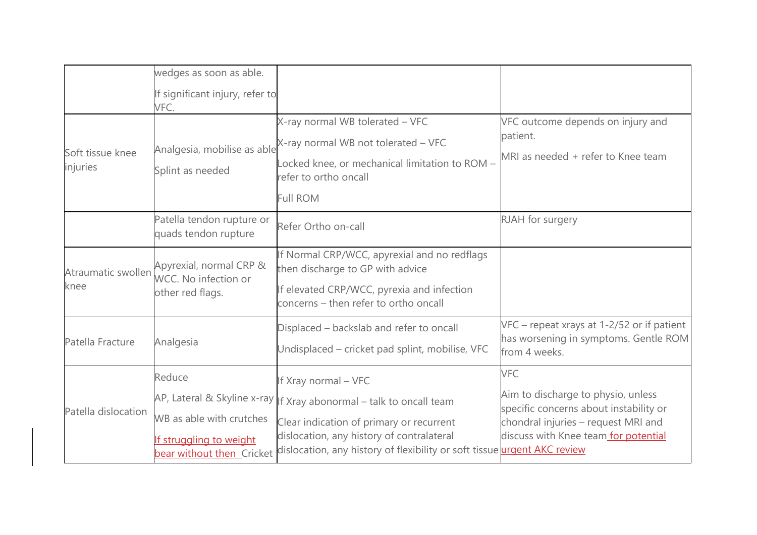| | | | |
|---|---|---|---|
| | wedges as soon as able. If significant injury, refer to VFC. | | |
| Soft tissue knee injuries | Analgesia, mobilise as able Splint as needed | X-ray normal WB tolerated – VFC X-ray normal WB not tolerated – VFC Locked knee, or mechanical limitation to ROM – refer to ortho oncall Full ROM | VFC outcome depends on injury and patient. MRI as needed + refer to Knee team |
| | Patella tendon rupture or quads tendon rupture | Refer Ortho on-call | RJAH for surgery |
| Atraumatic swollen knee | Apyrexial, normal CRP & WCC. No infection or other red flags. | If Normal CRP/WCC, apyrexial and no redflags then discharge to GP with advice If elevated CRP/WCC, pyrexia and infection concerns – then refer to ortho oncall | |
| Patella Fracture | Analgesia | Displaced – backslab and refer to oncall Undisplaced – cricket pad splint, mobilise, VFC | VFC – repeat xrays at 1-2/52 or if patient has worsening in symptoms. Gentle ROM from 4 weeks. |
| Patella dislocation | Reduce AP, Lateral & Skyline x-ray WB as able with crutches If struggling to weight bear without then Cricket | If Xray normal – VFC If Xray abonormal – talk to oncall team Clear indication of primary or recurrent dislocation, any history of contralateral dislocation, any history of flexibility or soft tissue | VFC Aim to discharge to physio, unless specific concerns about instability or chondral injuries – request MRI and discuss with Knee team for potential urgent AKC review |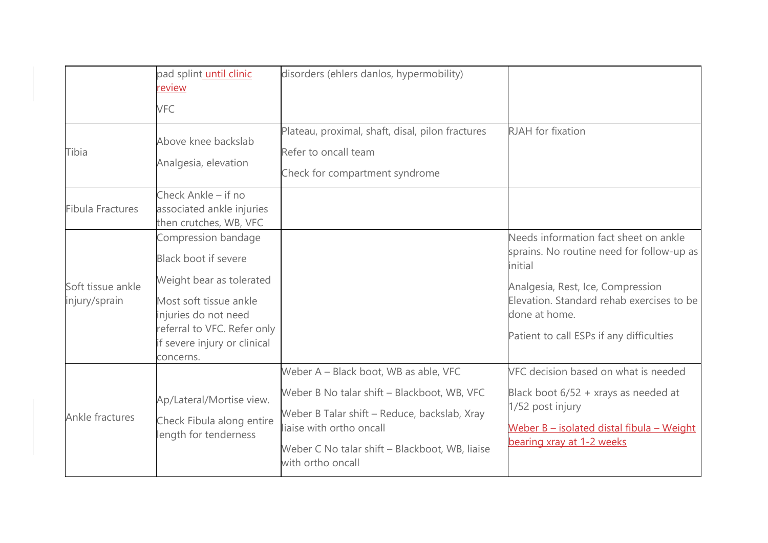| | | | |
|---|---|---|---|
| | pad splint until clinic review<br><br>VFC | disorders (ehlers danlos, hypermobility) | |
| Tibia | Above knee backslab<br><br>Analgesia, elevation | Plateau, proximal, shaft, disal, pilon fractures<br><br>Refer to oncall team<br><br>Check for compartment syndrome | RJAH for fixation |
| Fibula Fractures | Check Ankle – if no associated ankle injuries then crutches, WB, VFC | | |
| Soft tissue ankle injury/sprain | Compression bandage<br><br>Black boot if severe<br><br>Weight bear as tolerated<br><br>Most soft tissue ankle injuries do not need referral to VFC. Refer only if severe injury or clinical concerns. | | Needs information fact sheet on ankle sprains. No routine need for follow-up as initial<br><br>Analgesia, Rest, Ice, Compression Elevation. Standard rehab exercises to be done at home.<br><br>Patient to call ESPs if any difficulties |
| Ankle fractures | Ap/Lateral/Mortise view.<br><br>Check Fibula along entire length for tenderness | Weber A – Black boot, WB as able, VFC<br><br>Weber B No talar shift – Blackboot, WB, VFC<br><br>Weber B Talar shift – Reduce, backslab, Xray liaise with ortho oncall<br><br>Weber C No talar shift – Blackboot, WB, liaise with ortho oncall | VFC decision based on what is needed<br><br>Black boot 6/52 + xrays as needed at 1/52 post injury<br><br>Weber B – isolated distal fibula – Weight bearing xray at 1-2 weeks |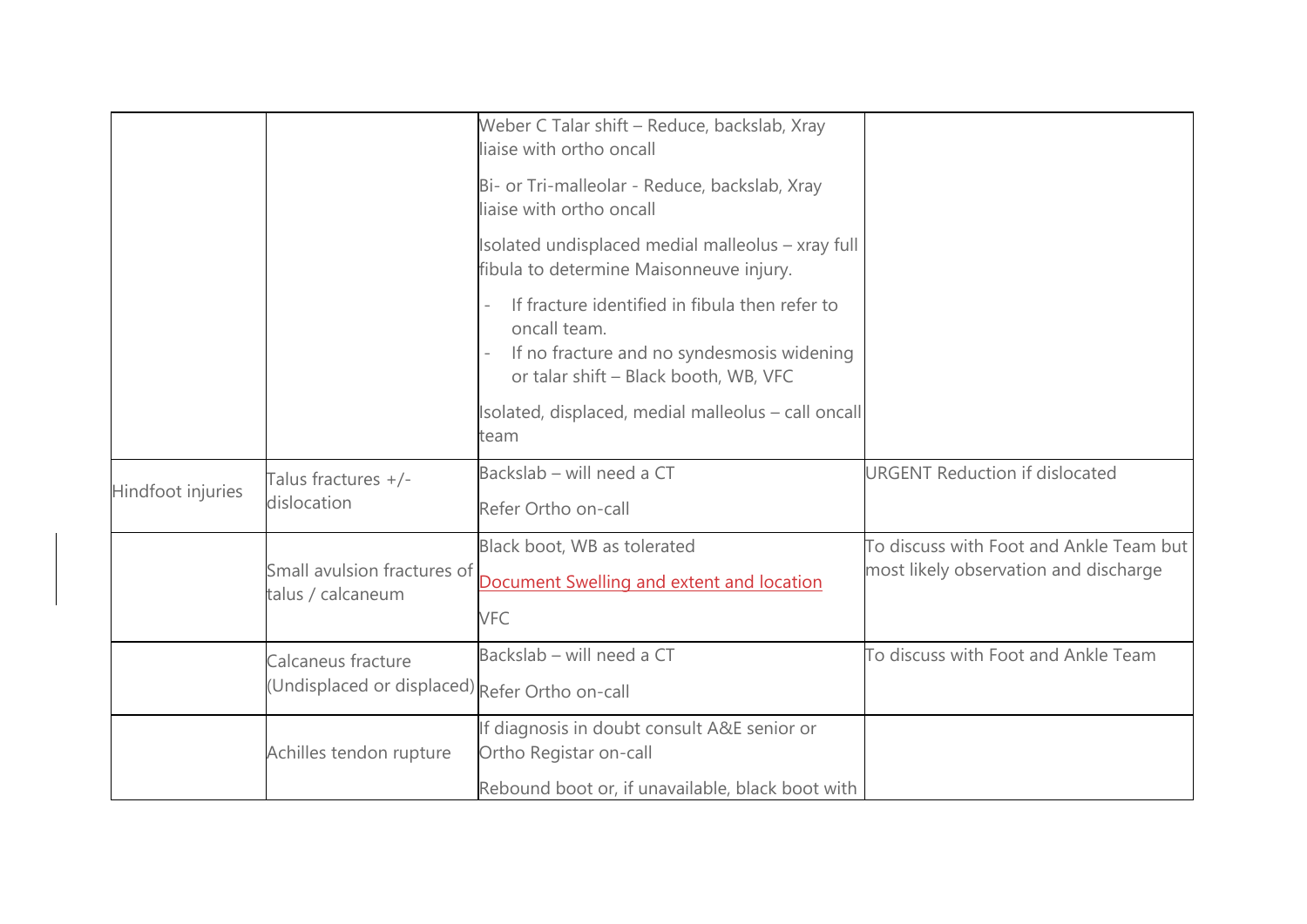| | | | |
|---|---|---|---|
| | | Weber C Talar shift – Reduce, backslab, Xray liaise with ortho oncall<br><br>Bi- or Tri-malleolar - Reduce, backslab, Xray liaise with ortho oncall<br><br>Isolated undisplaced medial malleolus – xray full fibula to determine Maisonneuve injury.<br>- If fracture identified in fibula then refer to oncall team.<br>- If no fracture and no syndesmosis widening or talar shift – Black booth, WB, VFC<br><br>Isolated, displaced, medial malleolus – call oncall team | |
| Hindfoot injuries | Talus fractures +/- dislocation | Backslab – will need a CT<br><br>Refer Ortho on-call | URGENT Reduction if dislocated |
| | Small avulsion fractures of talus / calcaneum | Black boot, WB as tolerated<br><br>Document Swelling and extent and location<br><br>VFC | To discuss with Foot and Ankle Team but most likely observation and discharge |
| | Calcaneus fracture (Undisplaced or displaced) | Backslab – will need a CT<br><br>Refer Ortho on-call | To discuss with Foot and Ankle Team |
| | Achilles tendon rupture | If diagnosis in doubt consult A&E senior or Ortho Registar on-call<br><br>Rebound boot or, if unavailable, black boot with | |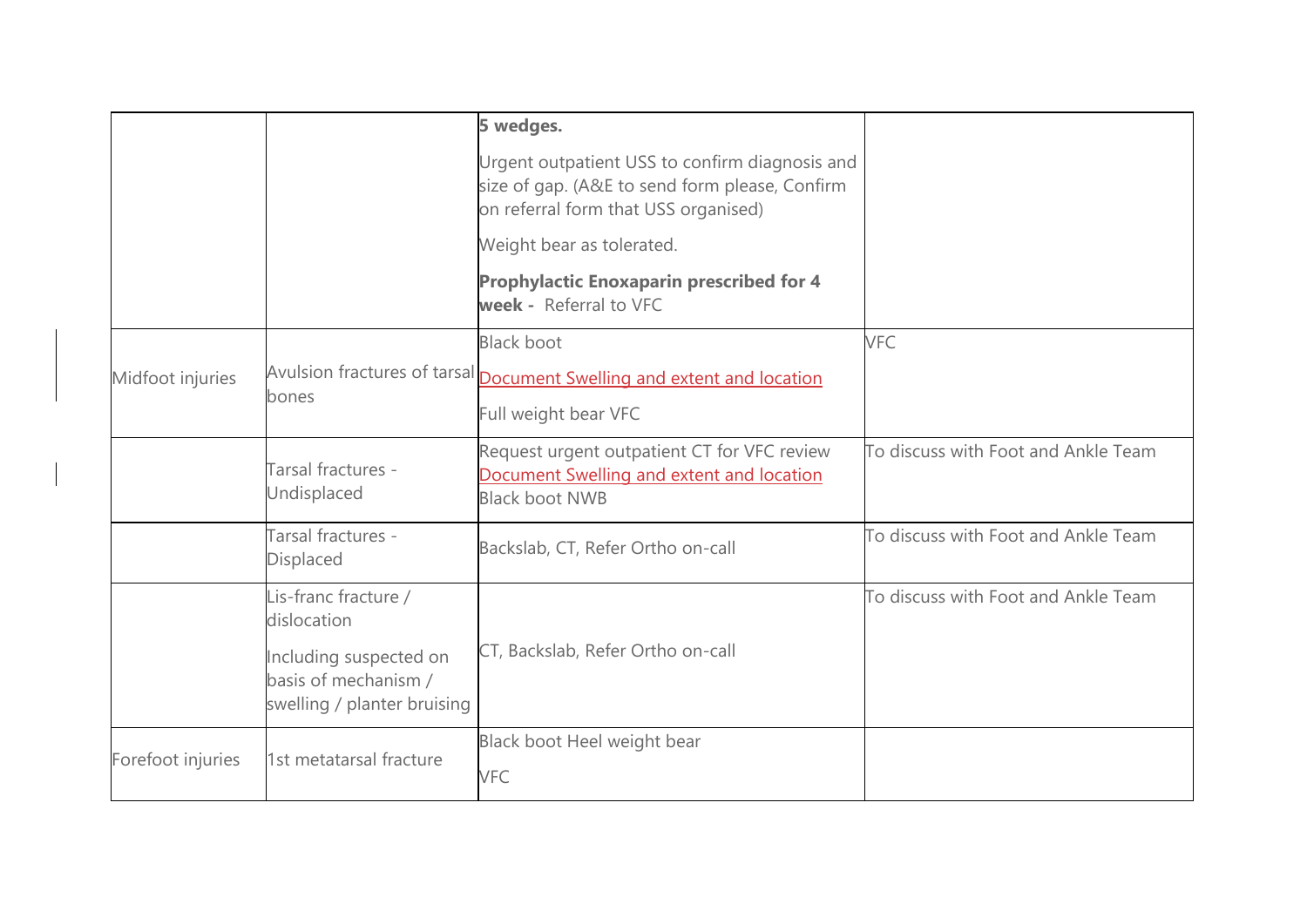| | | | |
|---|---|---|---|
| | | **5 wedges.**<br><br>Urgent outpatient USS to confirm diagnosis and size of gap. (A&E to send form please, Confirm on referral form that USS organised)<br><br>Weight bear as tolerated.<br><br>**Prophylactic Enoxaparin prescribed for 4 week -** Referral to VFC | |
| Midfoot injuries | Avulsion fractures of tarsal bones | Black boot<br><br>Document Swelling and extent and location<br><br>Full weight bear VFC | VFC |
| | Tarsal fractures - Undisplaced | Request urgent outpatient CT for VFC review<br>Document Swelling and extent and location<br>Black boot NWB | To discuss with Foot and Ankle Team |
| | Tarsal fractures - Displaced | Backslab, CT, Refer Ortho on-call | To discuss with Foot and Ankle Team |
| | Lis-franc fracture / dislocation<br><br>Including suspected on basis of mechanism / swelling / planter bruising | CT, Backslab, Refer Ortho on-call | To discuss with Foot and Ankle Team |
| Forefoot injuries | 1st metatarsal fracture | Black boot Heel weight bear<br><br>VFC | |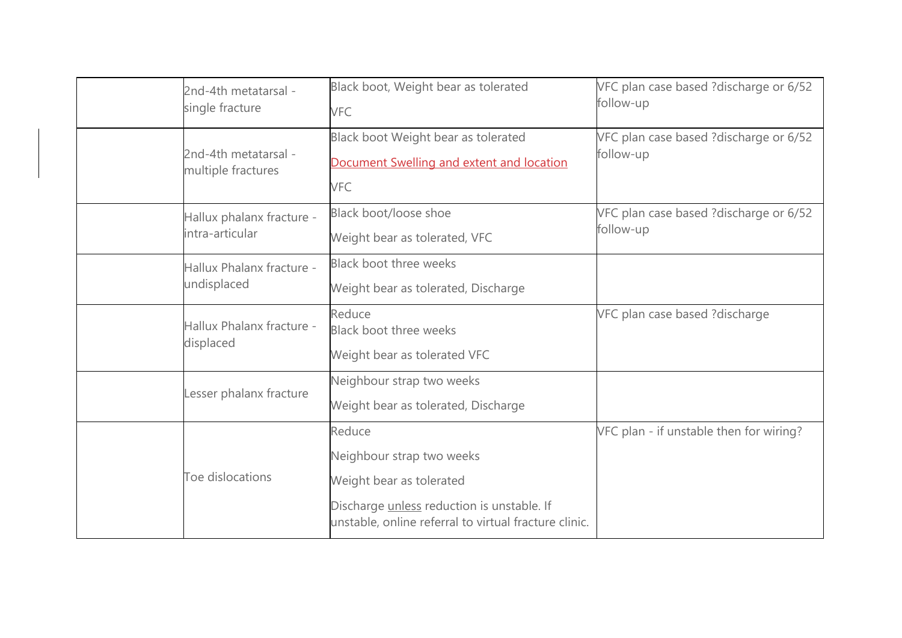| | | | |
|---|---|---|---|
| | 2nd-4th metatarsal - single fracture | Black boot, Weight bear as tolerated<br>VFC | VFC plan case based ?discharge or 6/52 follow-up |
| | 2nd-4th metatarsal - multiple fractures | Black boot Weight bear as tolerated<br>Document Swelling and extent and location<br>VFC | VFC plan case based ?discharge or 6/52 follow-up |
| | Hallux phalanx fracture - intra-articular | Black boot/loose shoe<br>Weight bear as tolerated, VFC | VFC plan case based ?discharge or 6/52 follow-up |
| | Hallux Phalanx fracture - undisplaced | Black boot three weeks<br>Weight bear as tolerated, Discharge | |
| | Hallux Phalanx fracture - displaced | Reduce<br>Black boot three weeks<br>Weight bear as tolerated VFC | VFC plan case based ?discharge |
| | Lesser phalanx fracture | Neighbour strap two weeks<br>Weight bear as tolerated, Discharge | |
| | Toe dislocations | Reduce<br>Neighbour strap two weeks<br>Weight bear as tolerated<br>Discharge unless reduction is unstable. If unstable, online referral to virtual fracture clinic. | VFC plan - if unstable then for wiring? |